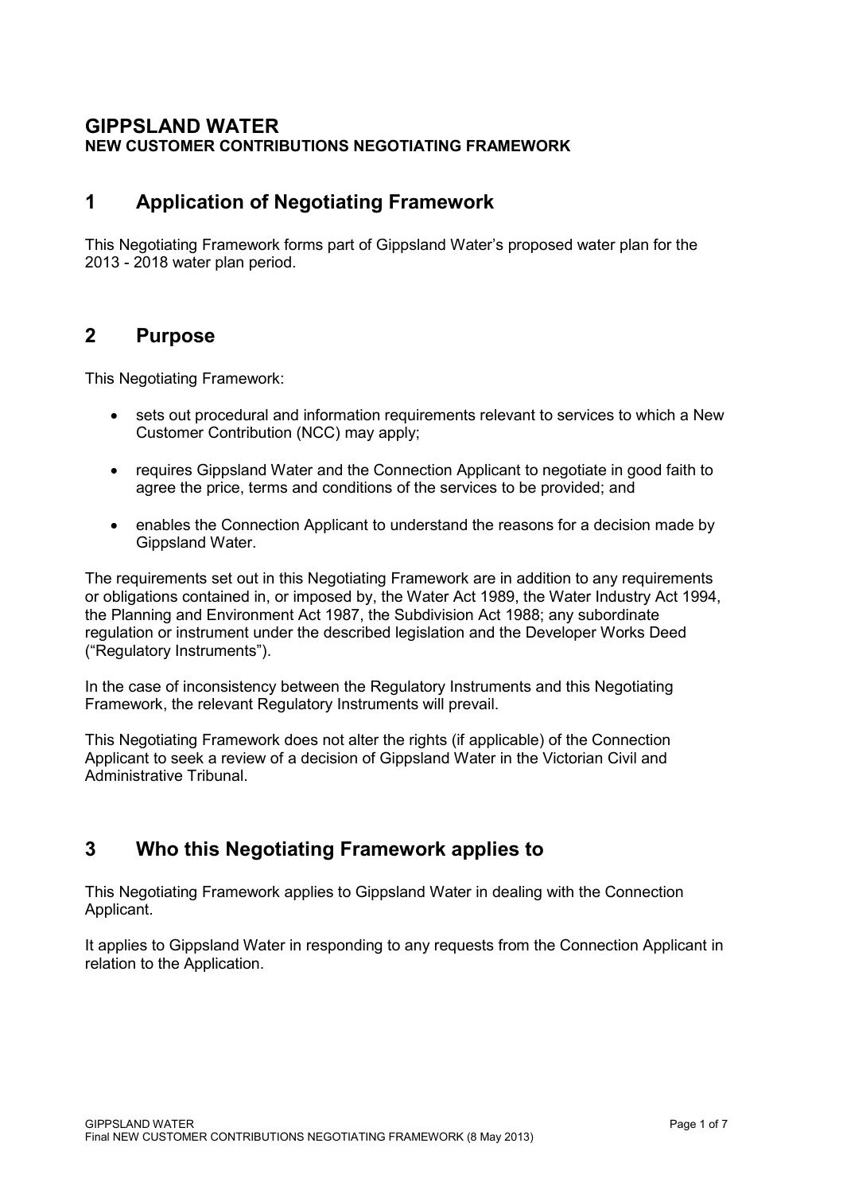# GIPPSLAND WATER

**NEW CUSTOMER CONTRIBUTIONS NEGOTIATING FRAMEWORK**

## 1 Application of Negotiating Framework

This Negotiating Framework forms part of Gippsland Water's proposed water plan for the 2013 - 2018 water plan period.

## 2 Purpose

This Negotiating Framework:

- sets out procedural and information requirements relevant to services to which a New Customer Contribution (NCC) may apply;
- requires Gippsland Water and the Connection Applicant to negotiate in good faith to agree the price, terms and conditions of the services to be provided; and
- enables the Connection Applicant to understand the reasons for a decision made by Gippsland Water.

The requirements set out in this Negotiating Framework are in addition to any requirements or obligations contained in, or imposed by, the Water Act 1989, the Water Industry Act 1994, the Planning and Environment Act 1987, the Subdivision Act 1988; any subordinate regulation or instrument under the described legislation and the Developer Works Deed ("Regulatory Instruments").

In the case of inconsistency between the Regulatory Instruments and this Negotiating Framework, the relevant Regulatory Instruments will prevail.

This Negotiating Framework does not alter the rights (if applicable) of the Connection Applicant to seek a review of a decision of Gippsland Water in the Victorian Civil and Administrative Tribunal.

## 3 Who this Negotiating Framework applies to

This Negotiating Framework applies to Gippsland Water in dealing with the Connection Applicant.

It applies to Gippsland Water in responding to any requests from the Connection Applicant in relation to the Application.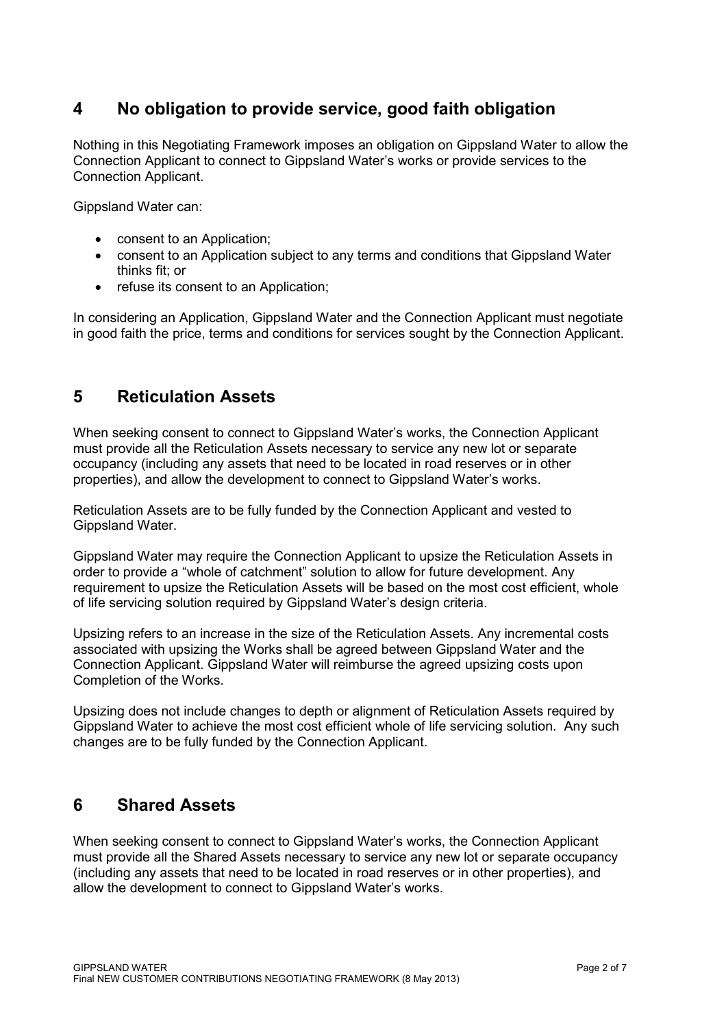## 4 No obligation to provide service, good faith obligation

Nothing in this Negotiating Framework imposes an obligation on Gippsland Water to allow the Connection Applicant to connect to Gippsland Water's works or provide services to the Connection Applicant.

Gippsland Water can:

- consent to an Application;
- consent to an Application subject to any terms and conditions that Gippsland Water thinks fit; or
- refuse its consent to an Application;

In considering an Application, Gippsland Water and the Connection Applicant must negotiate in good faith the price, terms and conditions for services sought by the Connection Applicant.

## 5 Reticulation Assets

When seeking consent to connect to Gippsland Water's works, the Connection Applicant must provide all the Reticulation Assets necessary to service any new lot or separate occupancy (including any assets that need to be located in road reserves or in other properties), and allow the development to connect to Gippsland Water's works.

Reticulation Assets are to be fully funded by the Connection Applicant and vested to Gippsland Water.

Gippsland Water may require the Connection Applicant to upsize the Reticulation Assets in order to provide a "whole of catchment" solution to allow for future development. Any requirement to upsize the Reticulation Assets will be based on the most cost efficient, whole of life servicing solution required by Gippsland Water's design criteria.

Upsizing refers to an increase in the size of the Reticulation Assets. Any incremental costs associated with upsizing the Works shall be agreed between Gippsland Water and the Connection Applicant. Gippsland Water will reimburse the agreed upsizing costs upon Completion of the Works.

Upsizing does not include changes to depth or alignment of Reticulation Assets required by Gippsland Water to achieve the most cost efficient whole of life servicing solution. Any such changes are to be fully funded by the Connection Applicant.

## 6 Shared Assets

When seeking consent to connect to Gippsland Water's works, the Connection Applicant must provide all the Shared Assets necessary to service any new lot or separate occupancy (including any assets that need to be located in road reserves or in other properties), and allow the development to connect to Gippsland Water's works.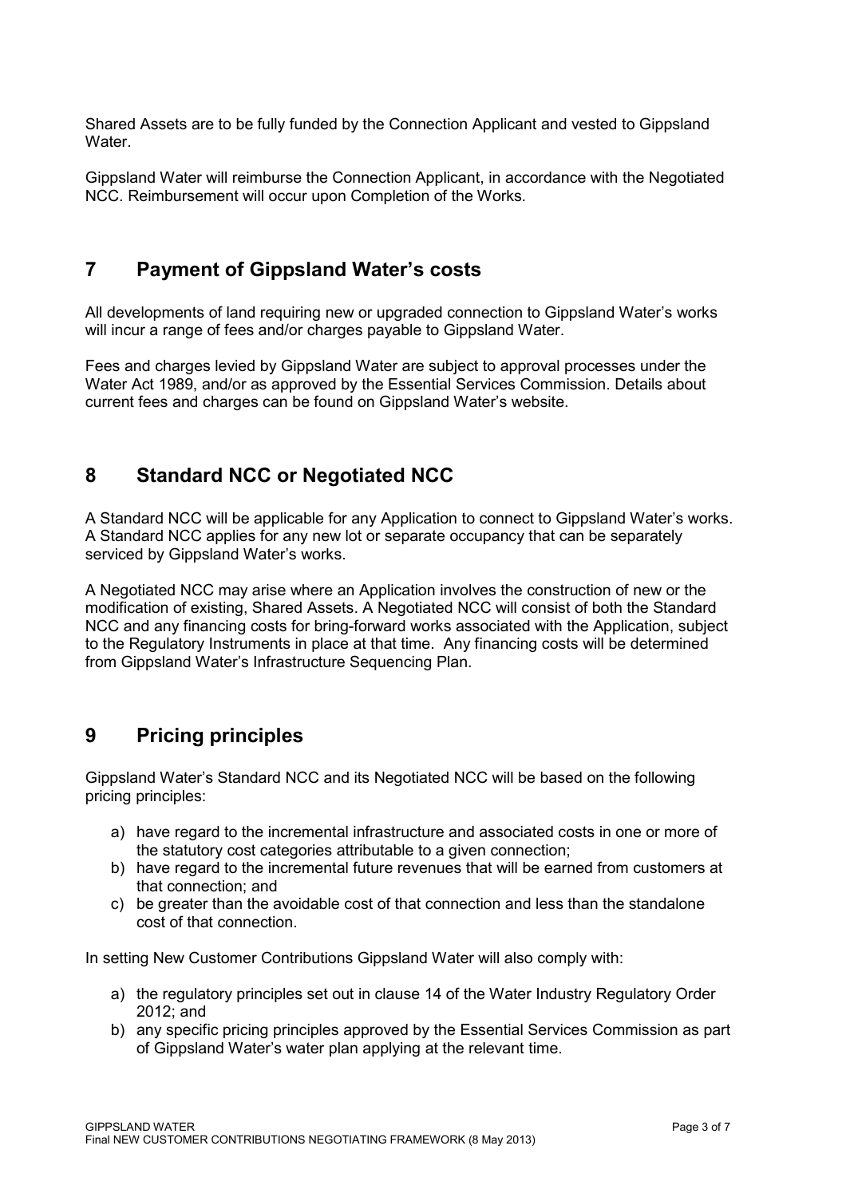Shared Assets are to be fully funded by the Connection Applicant and vested to Gippsland Water.

Gippsland Water will reimburse the Connection Applicant, in accordance with the Negotiated NCC. Reimbursement will occur upon Completion of the Works.

## 7 Payment of Gippsland Water's costs

All developments of land requiring new or upgraded connection to Gippsland Water's works will incur a range of fees and/or charges payable to Gippsland Water.

Fees and charges levied by Gippsland Water are subject to approval processes under the Water Act 1989, and/or as approved by the Essential Services Commission. Details about current fees and charges can be found on Gippsland Water's website.

## 8 Standard NCC or Negotiated NCC

A Standard NCC will be applicable for any Application to connect to Gippsland Water's works. A Standard NCC applies for any new lot or separate occupancy that can be separately serviced by Gippsland Water's works.

A Negotiated NCC may arise where an Application involves the construction of new or the modification of existing, Shared Assets. A Negotiated NCC will consist of both the Standard NCC and any financing costs for bring-forward works associated with the Application, subject to the Regulatory Instruments in place at that time. Any financing costs will be determined from Gippsland Water's Infrastructure Sequencing Plan.

## 9 Pricing principles

Gippsland Water's Standard NCC and its Negotiated NCC will be based on the following pricing principles:

a) have regard to the incremental infrastructure and associated costs in one or more of the statutory cost categories attributable to a given connection;
b) have regard to the incremental future revenues that will be earned from customers at that connection; and
c) be greater than the avoidable cost of that connection and less than the standalone cost of that connection.

In setting New Customer Contributions Gippsland Water will also comply with:

a) the regulatory principles set out in clause 14 of the Water Industry Regulatory Order 2012; and
b) any specific pricing principles approved by the Essential Services Commission as part of Gippsland Water's water plan applying at the relevant time.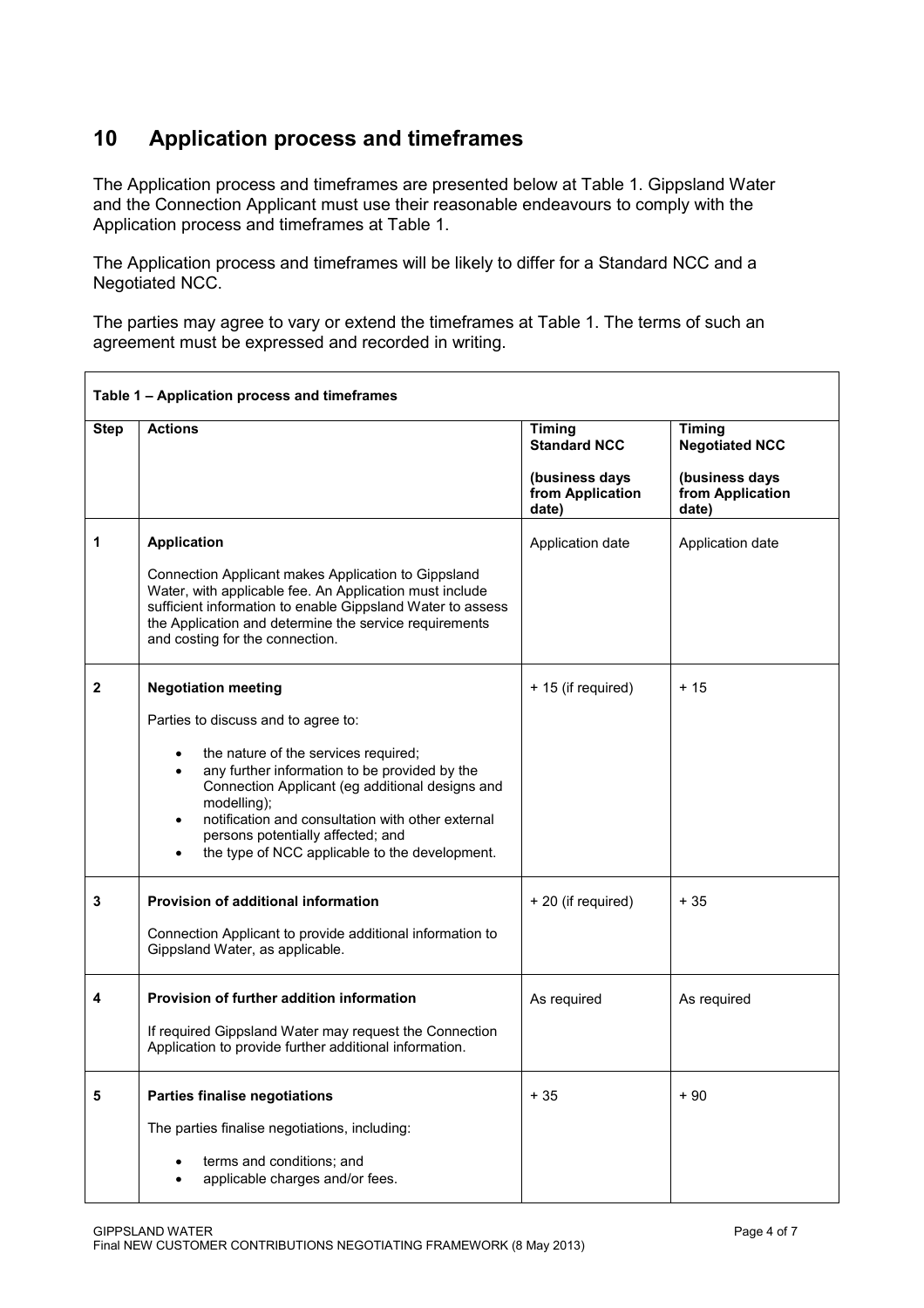## 10 Application process and timeframes

The Application process and timeframes are presented below at Table 1. Gippsland Water and the Connection Applicant must use their reasonable endeavours to comply with the Application process and timeframes at Table 1.

The Application process and timeframes will be likely to differ for a Standard NCC and a Negotiated NCC.

The parties may agree to vary or extend the timeframes at Table 1. The terms of such an agreement must be expressed and recorded in writing.

**Table 1 – Application process and timeframes**

| Step | Actions | Timing Standard NCC (business days from Application date) | Timing Negotiated NCC (business days from Application date) |
|---|---|---|---|
| 1 | **Application**<br><br>Connection Applicant makes Application to Gippsland Water, with applicable fee. An Application must include sufficient information to enable Gippsland Water to assess the Application and determine the service requirements and costing for the connection. | Application date | Application date |
| 2 | **Negotiation meeting**<br><br>Parties to discuss and to agree to:<br>• the nature of the services required;<br>• any further information to be provided by the Connection Applicant (eg additional designs and modelling);<br>• notification and consultation with other external persons potentially affected; and<br>• the type of NCC applicable to the development. | + 15 (if required) | + 15 |
| 3 | **Provision of additional information**<br><br>Connection Applicant to provide additional information to Gippsland Water, as applicable. | + 20 (if required) | + 35 |
| 4 | **Provision of further addition information**<br><br>If required Gippsland Water may request the Connection Application to provide further additional information. | As required | As required |
| 5 | **Parties finalise negotiations**<br><br>The parties finalise negotiations, including:<br>• terms and conditions; and<br>• applicable charges and/or fees. | + 35 | + 90 |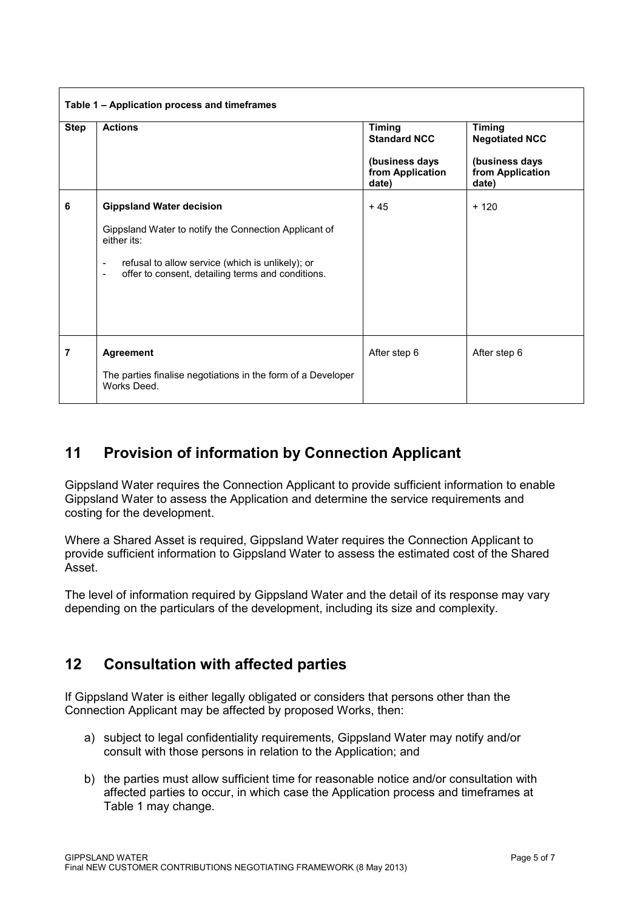**Table 1 – Application process and timeframes**

| Step | Actions | Timing Standard NCC (business days from Application date) | Timing Negotiated NCC (business days from Application date) |
|---|---|---|---|
| 6 | **Gippsland Water decision**<br><br>Gippsland Water to notify the Connection Applicant of either its:<br>- refusal to allow service (which is unlikely); or<br>- offer to consent, detailing terms and conditions. | + 45 | + 120 |
| 7 | **Agreement**<br><br>The parties finalise negotiations in the form of a Developer Works Deed. | After step 6 | After step 6 |

## 11 Provision of information by Connection Applicant

Gippsland Water requires the Connection Applicant to provide sufficient information to enable Gippsland Water to assess the Application and determine the service requirements and costing for the development.

Where a Shared Asset is required, Gippsland Water requires the Connection Applicant to provide sufficient information to Gippsland Water to assess the estimated cost of the Shared Asset.

The level of information required by Gippsland Water and the detail of its response may vary depending on the particulars of the development, including its size and complexity.

## 12 Consultation with affected parties

If Gippsland Water is either legally obligated or considers that persons other than the Connection Applicant may be affected by proposed Works, then:

a) subject to legal confidentiality requirements, Gippsland Water may notify and/or consult with those persons in relation to the Application; and

b) the parties must allow sufficient time for reasonable notice and/or consultation with affected parties to occur, in which case the Application process and timeframes at Table 1 may change.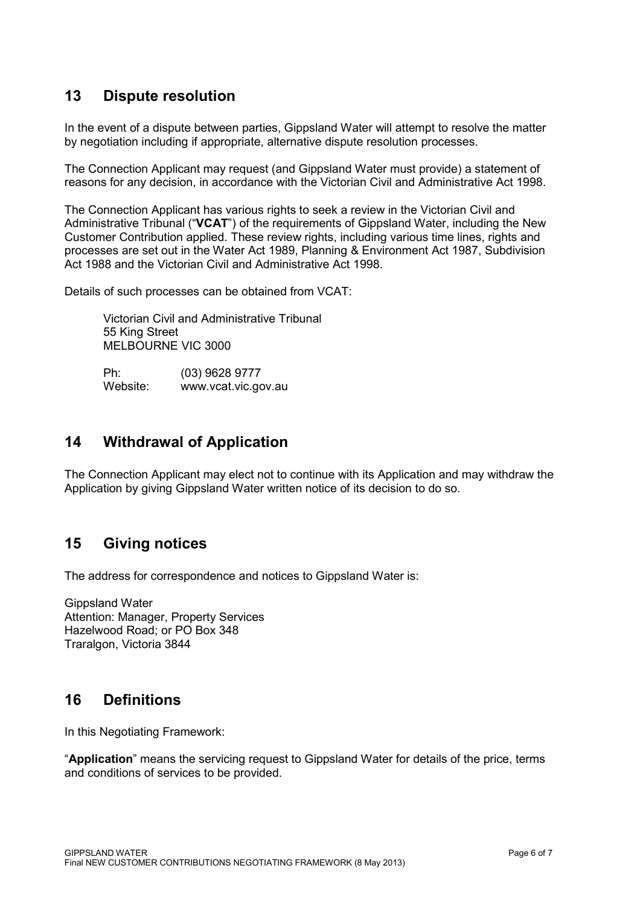## 13 Dispute resolution

In the event of a dispute between parties, Gippsland Water will attempt to resolve the matter by negotiation including if appropriate, alternative dispute resolution processes.

The Connection Applicant may request (and Gippsland Water must provide) a statement of reasons for any decision, in accordance with the Victorian Civil and Administrative Act 1998.

The Connection Applicant has various rights to seek a review in the Victorian Civil and Administrative Tribunal ("**VCAT**") of the requirements of Gippsland Water, including the New Customer Contribution applied. These review rights, including various time lines, rights and processes are set out in the Water Act 1989, Planning & Environment Act 1987, Subdivision Act 1988 and the Victorian Civil and Administrative Act 1998.

Details of such processes can be obtained from VCAT:

Victorian Civil and Administrative Tribunal
55 King Street
MELBOURNE VIC 3000

Ph: (03) 9628 9777
Website: www.vcat.vic.gov.au

## 14 Withdrawal of Application

The Connection Applicant may elect not to continue with its Application and may withdraw the Application by giving Gippsland Water written notice of its decision to do so.

## 15 Giving notices

The address for correspondence and notices to Gippsland Water is:

Gippsland Water
Attention: Manager, Property Services
Hazelwood Road; or PO Box 348
Traralgon, Victoria 3844

## 16 Definitions

In this Negotiating Framework:

"**Application**" means the servicing request to Gippsland Water for details of the price, terms and conditions of services to be provided.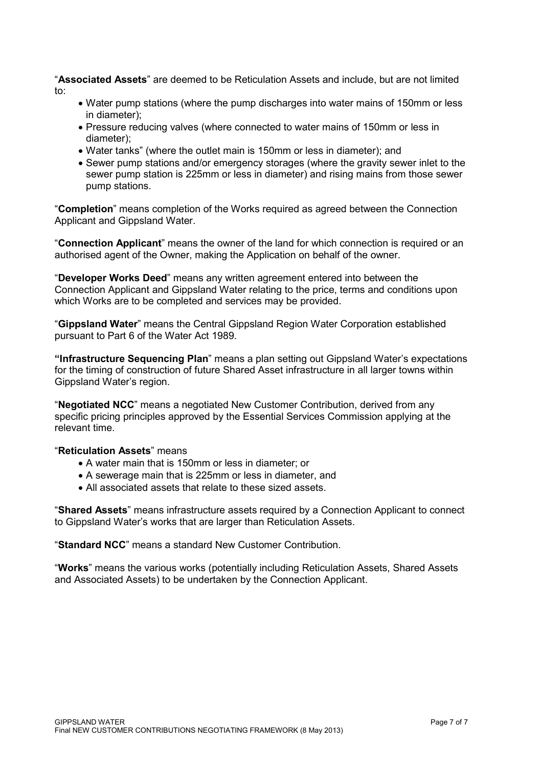"**Associated Assets**" are deemed to be Reticulation Assets and include, but are not limited to:

- Water pump stations (where the pump discharges into water mains of 150mm or less in diameter);
- Pressure reducing valves (where connected to water mains of 150mm or less in diameter);
- Water tanks" (where the outlet main is 150mm or less in diameter); and
- Sewer pump stations and/or emergency storages (where the gravity sewer inlet to the sewer pump station is 225mm or less in diameter) and rising mains from those sewer pump stations.

"**Completion**" means completion of the Works required as agreed between the Connection Applicant and Gippsland Water.

"**Connection Applicant**" means the owner of the land for which connection is required or an authorised agent of the Owner, making the Application on behalf of the owner.

"**Developer Works Deed**" means any written agreement entered into between the Connection Applicant and Gippsland Water relating to the price, terms and conditions upon which Works are to be completed and services may be provided.

"**Gippsland Water**" means the Central Gippsland Region Water Corporation established pursuant to Part 6 of the Water Act 1989.

**"Infrastructure Sequencing Plan**" means a plan setting out Gippsland Water's expectations for the timing of construction of future Shared Asset infrastructure in all larger towns within Gippsland Water's region.

"**Negotiated NCC**" means a negotiated New Customer Contribution, derived from any specific pricing principles approved by the Essential Services Commission applying at the relevant time.

"**Reticulation Assets**" means

- A water main that is 150mm or less in diameter; or
- A sewerage main that is 225mm or less in diameter, and
- All associated assets that relate to these sized assets.

"**Shared Assets**" means infrastructure assets required by a Connection Applicant to connect to Gippsland Water's works that are larger than Reticulation Assets.

"**Standard NCC**" means a standard New Customer Contribution.

"**Works**" means the various works (potentially including Reticulation Assets, Shared Assets and Associated Assets) to be undertaken by the Connection Applicant.